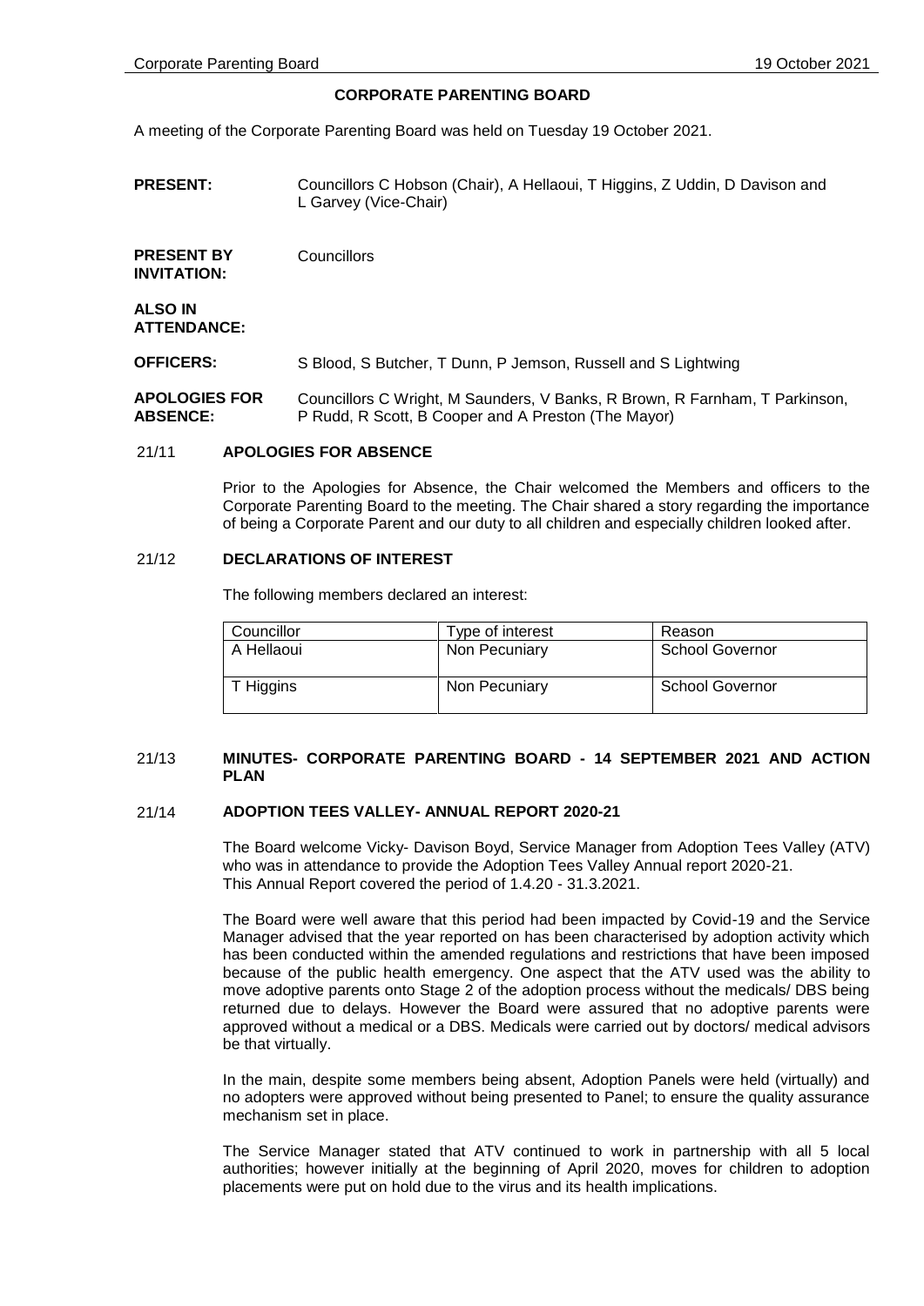# CORPORATE PARENTING BOARD

A meeting of the Corporate Parenting Board was held on Tuesday 19 October 2021.

| | |
|---|---|
| **PRESENT:** | Councillors C Hobson (Chair), A Hellaoui, T Higgins, Z Uddin, D Davison and L Garvey (Vice-Chair) |
| **PRESENT BY INVITATION:** | Councillors |
| **ALSO IN ATTENDANCE:** | |
| **OFFICERS:** | S Blood, S Butcher, T Dunn, P Jemson, Russell and S Lightwing |
| **APOLOGIES FOR ABSENCE:** | Councillors C Wright, M Saunders, V Banks, R Brown, R Farnham, T Parkinson, P Rudd, R Scott, B Cooper and A Preston (The Mayor) |

## 21/11 APOLOGIES FOR ABSENCE

Prior to the Apologies for Absence, the Chair welcomed the Members and officers to the Corporate Parenting Board to the meeting. The Chair shared a story regarding the importance of being a Corporate Parent and our duty to all children and especially children looked after.

## 21/12 DECLARATIONS OF INTEREST

The following members declared an interest:

| Councillor | Type of interest | Reason |
|---|---|---|
| A Hellaoui | Non Pecuniary | School Governor |
| T Higgins | Non Pecuniary | School Governor |

## 21/13 MINUTES- CORPORATE PARENTING BOARD - 14 SEPTEMBER 2021 AND ACTION PLAN

## 21/14 ADOPTION TEES VALLEY- ANNUAL REPORT 2020-21

The Board welcome Vicky- Davison Boyd, Service Manager from Adoption Tees Valley (ATV) who was in attendance to provide the Adoption Tees Valley Annual report 2020-21. This Annual Report covered the period of 1.4.20 - 31.3.2021.

The Board were well aware that this period had been impacted by Covid-19 and the Service Manager advised that the year reported on has been characterised by adoption activity which has been conducted within the amended regulations and restrictions that have been imposed because of the public health emergency. One aspect that the ATV used was the ability to move adoptive parents onto Stage 2 of the adoption process without the medicals/ DBS being returned due to delays. However the Board were assured that no adoptive parents were approved without a medical or a DBS. Medicals were carried out by doctors/ medical advisors be that virtually.

In the main, despite some members being absent, Adoption Panels were held (virtually) and no adopters were approved without being presented to Panel; to ensure the quality assurance mechanism set in place.

The Service Manager stated that ATV continued to work in partnership with all 5 local authorities; however initially at the beginning of April 2020, moves for children to adoption placements were put on hold due to the virus and its health implications.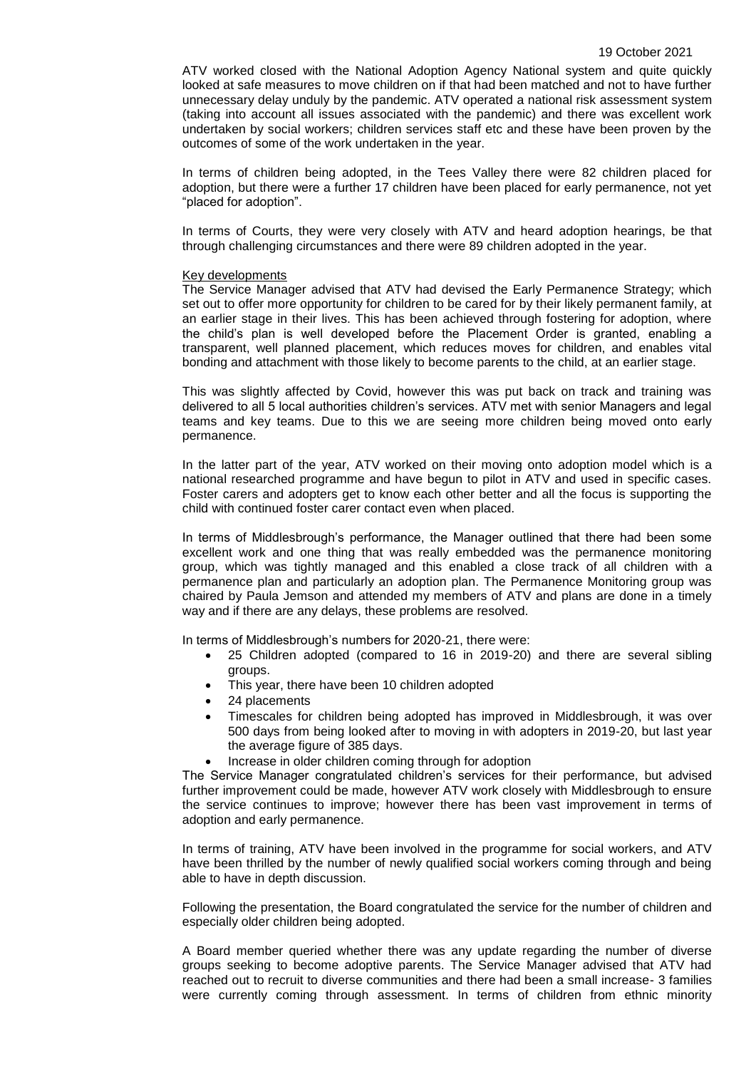ATV worked closed with the National Adoption Agency National system and quite quickly looked at safe measures to move children on if that had been matched and not to have further unnecessary delay unduly by the pandemic. ATV operated a national risk assessment system (taking into account all issues associated with the pandemic) and there was excellent work undertaken by social workers; children services staff etc and these have been proven by the outcomes of some of the work undertaken in the year.

In terms of children being adopted, in the Tees Valley there were 82 children placed for adoption, but there were a further 17 children have been placed for early permanence, not yet "placed for adoption".

In terms of Courts, they were very closely with ATV and heard adoption hearings, be that through challenging circumstances and there were 89 children adopted in the year.

Key developments

The Service Manager advised that ATV had devised the Early Permanence Strategy; which set out to offer more opportunity for children to be cared for by their likely permanent family, at an earlier stage in their lives. This has been achieved through fostering for adoption, where the child's plan is well developed before the Placement Order is granted, enabling a transparent, well planned placement, which reduces moves for children, and enables vital bonding and attachment with those likely to become parents to the child, at an earlier stage.

This was slightly affected by Covid, however this was put back on track and training was delivered to all 5 local authorities children's services. ATV met with senior Managers and legal teams and key teams. Due to this we are seeing more children being moved onto early permanence.

In the latter part of the year, ATV worked on their moving onto adoption model which is a national researched programme and have begun to pilot in ATV and used in specific cases. Foster carers and adopters get to know each other better and all the focus is supporting the child with continued foster carer contact even when placed.

In terms of Middlesbrough's performance, the Manager outlined that there had been some excellent work and one thing that was really embedded was the permanence monitoring group, which was tightly managed and this enabled a close track of all children with a permanence plan and particularly an adoption plan. The Permanence Monitoring group was chaired by Paula Jemson and attended my members of ATV and plans are done in a timely way and if there are any delays, these problems are resolved.

In terms of Middlesbrough's numbers for 2020-21, there were:

- 25 Children adopted (compared to 16 in 2019-20) and there are several sibling groups.
- This year, there have been 10 children adopted
- 24 placements
- Timescales for children being adopted has improved in Middlesbrough, it was over 500 days from being looked after to moving in with adopters in 2019-20, but last year the average figure of 385 days.
- Increase in older children coming through for adoption

The Service Manager congratulated children's services for their performance, but advised further improvement could be made, however ATV work closely with Middlesbrough to ensure the service continues to improve; however there has been vast improvement in terms of adoption and early permanence.

In terms of training, ATV have been involved in the programme for social workers, and ATV have been thrilled by the number of newly qualified social workers coming through and being able to have in depth discussion.

Following the presentation, the Board congratulated the service for the number of children and especially older children being adopted.

A Board member queried whether there was any update regarding the number of diverse groups seeking to become adoptive parents. The Service Manager advised that ATV had reached out to recruit to diverse communities and there had been a small increase- 3 families were currently coming through assessment. In terms of children from ethnic minority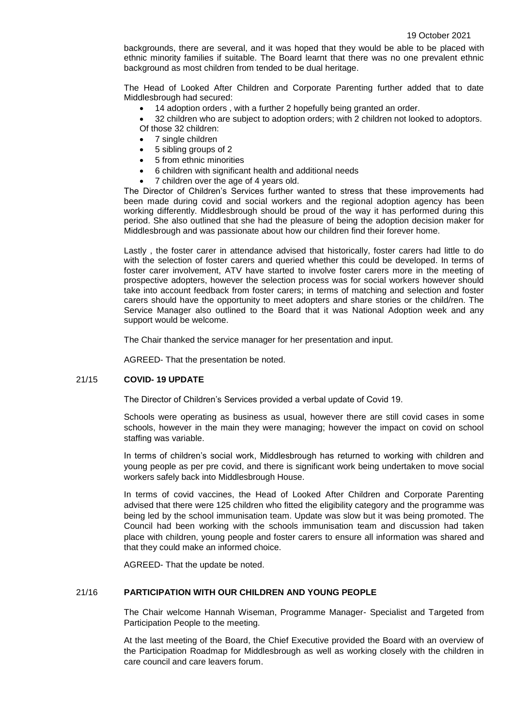backgrounds, there are several, and it was hoped that they would be able to be placed with ethnic minority families if suitable. The Board learnt that there was no one prevalent ethnic background as most children from tended to be dual heritage.

The Head of Looked After Children and Corporate Parenting further added that to date Middlesbrough had secured:

- 14 adoption orders , with a further 2 hopefully being granted an order.
- 32 children who are subject to adoption orders; with 2 children not looked to adoptors.

Of those 32 children:

- 7 single children
- 5 sibling groups of 2
- 5 from ethnic minorities
- 6 children with significant health and additional needs
- 7 children over the age of 4 years old.

The Director of Children's Services further wanted to stress that these improvements had been made during covid and social workers and the regional adoption agency has been working differently. Middlesbrough should be proud of the way it has performed during this period. She also outlined that she had the pleasure of being the adoption decision maker for Middlesbrough and was passionate about how our children find their forever home.

Lastly , the foster carer in attendance advised that historically, foster carers had little to do with the selection of foster carers and queried whether this could be developed. In terms of foster carer involvement, ATV have started to involve foster carers more in the meeting of prospective adopters, however the selection process was for social workers however should take into account feedback from foster carers; in terms of matching and selection and foster carers should have the opportunity to meet adopters and share stories or the child/ren. The Service Manager also outlined to the Board that it was National Adoption week and any support would be welcome.

The Chair thanked the service manager for her presentation and input.

AGREED- That the presentation be noted.

## 21/15 COVID- 19 UPDATE

The Director of Children's Services provided a verbal update of Covid 19.

Schools were operating as business as usual, however there are still covid cases in some schools, however in the main they were managing; however the impact on covid on school staffing was variable.

In terms of children's social work, Middlesbrough has returned to working with children and young people as per pre covid, and there is significant work being undertaken to move social workers safely back into Middlesbrough House.

In terms of covid vaccines, the Head of Looked After Children and Corporate Parenting advised that there were 125 children who fitted the eligibility category and the programme was being led by the school immunisation team. Update was slow but it was being promoted. The Council had been working with the schools immunisation team and discussion had taken place with children, young people and foster carers to ensure all information was shared and that they could make an informed choice.

AGREED- That the update be noted.

## 21/16 PARTICIPATION WITH OUR CHILDREN AND YOUNG PEOPLE

The Chair welcome Hannah Wiseman, Programme Manager- Specialist and Targeted from Participation People to the meeting.

At the last meeting of the Board, the Chief Executive provided the Board with an overview of the Participation Roadmap for Middlesbrough as well as working closely with the children in care council and care leavers forum.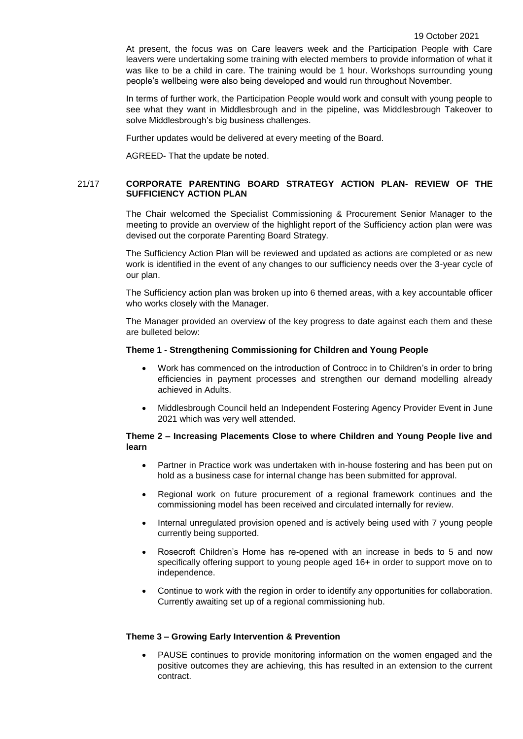At present, the focus was on Care leavers week and the Participation People with Care leavers were undertaking some training with elected members to provide information of what it was like to be a child in care. The training would be 1 hour. Workshops surrounding young people's wellbeing were also being developed and would run throughout November.

In terms of further work, the Participation People would work and consult with young people to see what they want in Middlesbrough and in the pipeline, was Middlesbrough Takeover to solve Middlesbrough's big business challenges.

Further updates would be delivered at every meeting of the Board.

AGREED- That the update be noted.

## 21/17 CORPORATE PARENTING BOARD STRATEGY ACTION PLAN- REVIEW OF THE SUFFICIENCY ACTION PLAN

The Chair welcomed the Specialist Commissioning & Procurement Senior Manager to the meeting to provide an overview of the highlight report of the Sufficiency action plan were was devised out the corporate Parenting Board Strategy.

The Sufficiency Action Plan will be reviewed and updated as actions are completed or as new work is identified in the event of any changes to our sufficiency needs over the 3-year cycle of our plan.

The Sufficiency action plan was broken up into 6 themed areas, with a key accountable officer who works closely with the Manager.

The Manager provided an overview of the key progress to date against each them and these are bulleted below:

**Theme 1 - Strengthening Commissioning for Children and Young People**

- Work has commenced on the introduction of Controcc in to Children's in order to bring efficiencies in payment processes and strengthen our demand modelling already achieved in Adults.
- Middlesbrough Council held an Independent Fostering Agency Provider Event in June 2021 which was very well attended.

**Theme 2 – Increasing Placements Close to where Children and Young People live and learn**

- Partner in Practice work was undertaken with in-house fostering and has been put on hold as a business case for internal change has been submitted for approval.
- Regional work on future procurement of a regional framework continues and the commissioning model has been received and circulated internally for review.
- Internal unregulated provision opened and is actively being used with 7 young people currently being supported.
- Rosecroft Children's Home has re-opened with an increase in beds to 5 and now specifically offering support to young people aged 16+ in order to support move on to independence.
- Continue to work with the region in order to identify any opportunities for collaboration. Currently awaiting set up of a regional commissioning hub.

**Theme 3 – Growing Early Intervention & Prevention**

- PAUSE continues to provide monitoring information on the women engaged and the positive outcomes they are achieving, this has resulted in an extension to the current contract.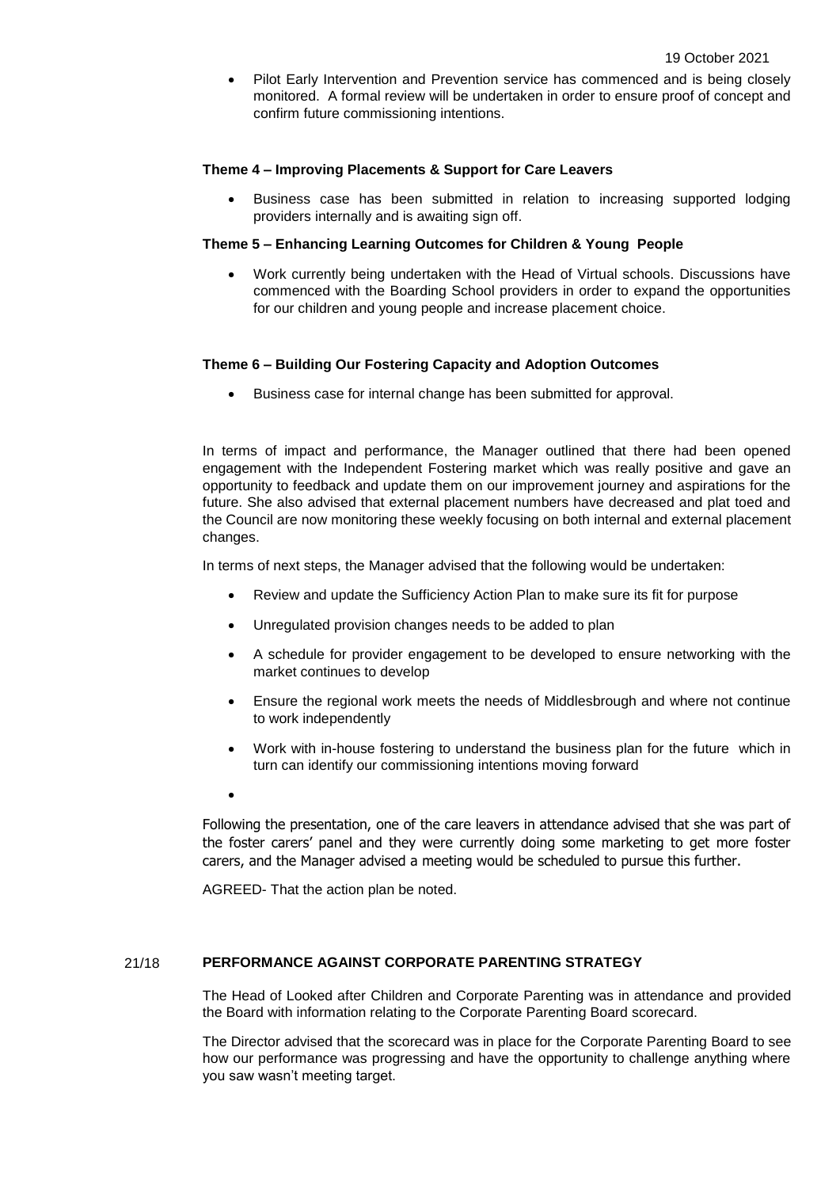- Pilot Early Intervention and Prevention service has commenced and is being closely monitored. A formal review will be undertaken in order to ensure proof of concept and confirm future commissioning intentions.

**Theme 4 – Improving Placements & Support for Care Leavers**

- Business case has been submitted in relation to increasing supported lodging providers internally and is awaiting sign off.

**Theme 5 – Enhancing Learning Outcomes for Children & Young People**

- Work currently being undertaken with the Head of Virtual schools. Discussions have commenced with the Boarding School providers in order to expand the opportunities for our children and young people and increase placement choice.

**Theme 6 – Building Our Fostering Capacity and Adoption Outcomes**

- Business case for internal change has been submitted for approval.

In terms of impact and performance, the Manager outlined that there had been opened engagement with the Independent Fostering market which was really positive and gave an opportunity to feedback and update them on our improvement journey and aspirations for the future. She also advised that external placement numbers have decreased and plat toed and the Council are now monitoring these weekly focusing on both internal and external placement changes.

In terms of next steps, the Manager advised that the following would be undertaken:

- Review and update the Sufficiency Action Plan to make sure its fit for purpose
- Unregulated provision changes needs to be added to plan
- A schedule for provider engagement to be developed to ensure networking with the market continues to develop
- Ensure the regional work meets the needs of Middlesbrough and where not continue to work independently
- Work with in-house fostering to understand the business plan for the future which in turn can identify our commissioning intentions moving forward

Following the presentation, one of the care leavers in attendance advised that she was part of the foster carers' panel and they were currently doing some marketing to get more foster carers, and the Manager advised a meeting would be scheduled to pursue this further.

AGREED- That the action plan be noted.

## 21/18 PERFORMANCE AGAINST CORPORATE PARENTING STRATEGY

The Head of Looked after Children and Corporate Parenting was in attendance and provided the Board with information relating to the Corporate Parenting Board scorecard.

The Director advised that the scorecard was in place for the Corporate Parenting Board to see how our performance was progressing and have the opportunity to challenge anything where you saw wasn't meeting target.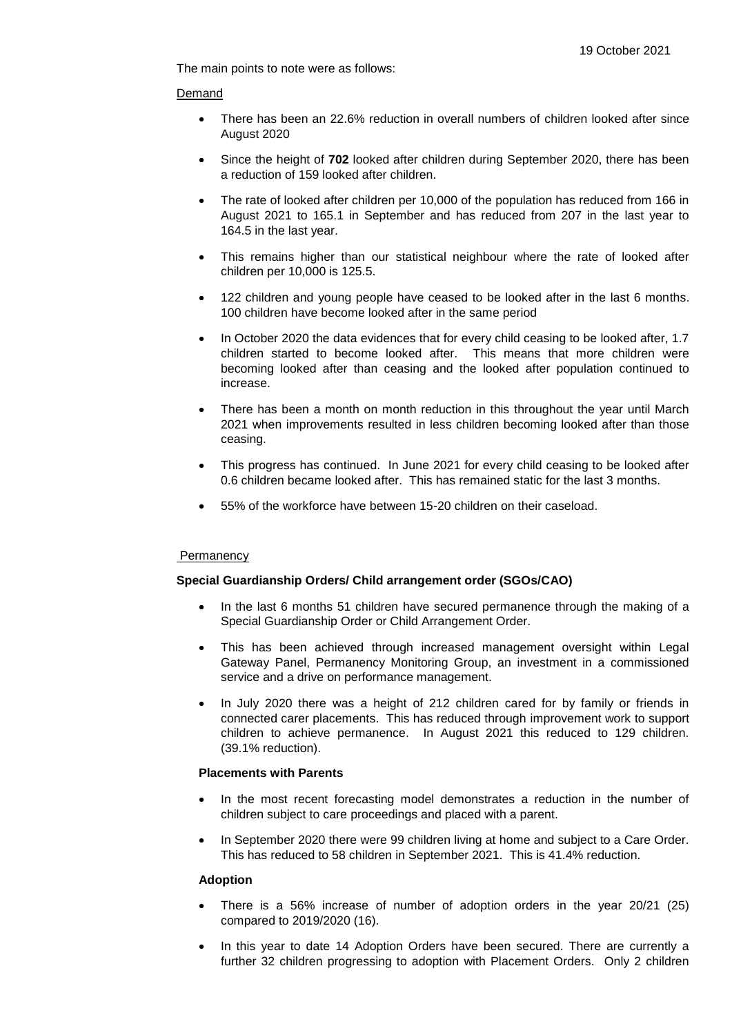The main points to note were as follows:

Demand

- There has been an 22.6% reduction in overall numbers of children looked after since August 2020
- Since the height of **702** looked after children during September 2020, there has been a reduction of 159 looked after children.
- The rate of looked after children per 10,000 of the population has reduced from 166 in August 2021 to 165.1 in September and has reduced from 207 in the last year to 164.5 in the last year.
- This remains higher than our statistical neighbour where the rate of looked after children per 10,000 is 125.5.
- 122 children and young people have ceased to be looked after in the last 6 months. 100 children have become looked after in the same period
- In October 2020 the data evidences that for every child ceasing to be looked after, 1.7 children started to become looked after. This means that more children were becoming looked after than ceasing and the looked after population continued to increase.
- There has been a month on month reduction in this throughout the year until March 2021 when improvements resulted in less children becoming looked after than those ceasing.
- This progress has continued. In June 2021 for every child ceasing to be looked after 0.6 children became looked after. This has remained static for the last 3 months.
- 55% of the workforce have between 15-20 children on their caseload.

Permanency

**Special Guardianship Orders/ Child arrangement order (SGOs/CAO)**

- In the last 6 months 51 children have secured permanence through the making of a Special Guardianship Order or Child Arrangement Order.
- This has been achieved through increased management oversight within Legal Gateway Panel, Permanency Monitoring Group, an investment in a commissioned service and a drive on performance management.
- In July 2020 there was a height of 212 children cared for by family or friends in connected carer placements. This has reduced through improvement work to support children to achieve permanence. In August 2021 this reduced to 129 children. (39.1% reduction).

**Placements with Parents**

- In the most recent forecasting model demonstrates a reduction in the number of children subject to care proceedings and placed with a parent.
- In September 2020 there were 99 children living at home and subject to a Care Order. This has reduced to 58 children in September 2021. This is 41.4% reduction.

**Adoption**

- There is a 56% increase of number of adoption orders in the year 20/21 (25) compared to 2019/2020 (16).
- In this year to date 14 Adoption Orders have been secured. There are currently a further 32 children progressing to adoption with Placement Orders. Only 2 children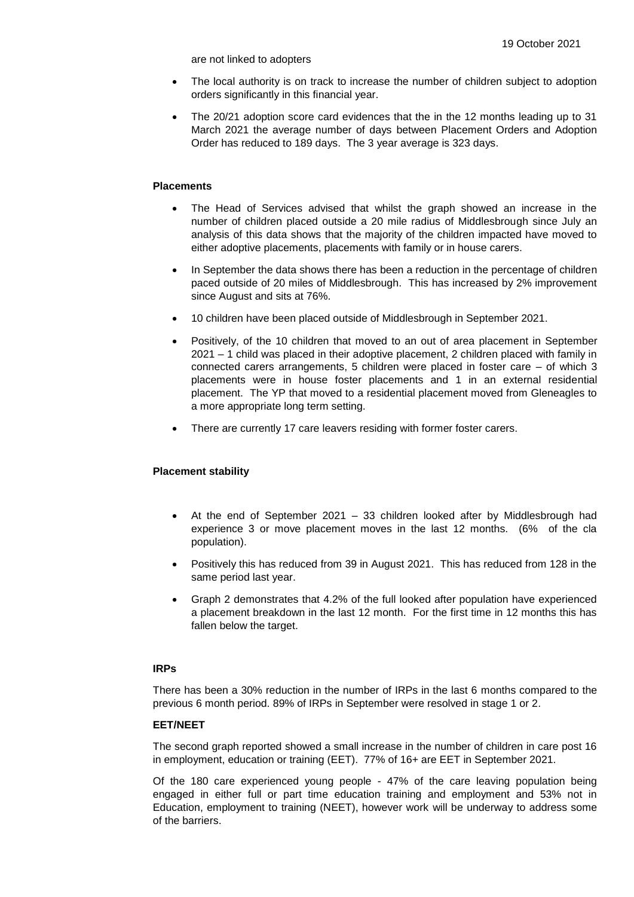are not linked to adopters

- The local authority is on track to increase the number of children subject to adoption orders significantly in this financial year.
- The 20/21 adoption score card evidences that the in the 12 months leading up to 31 March 2021 the average number of days between Placement Orders and Adoption Order has reduced to 189 days. The 3 year average is 323 days.

**Placements**

- The Head of Services advised that whilst the graph showed an increase in the number of children placed outside a 20 mile radius of Middlesbrough since July an analysis of this data shows that the majority of the children impacted have moved to either adoptive placements, placements with family or in house carers.
- In September the data shows there has been a reduction in the percentage of children paced outside of 20 miles of Middlesbrough. This has increased by 2% improvement since August and sits at 76%.
- 10 children have been placed outside of Middlesbrough in September 2021.
- Positively, of the 10 children that moved to an out of area placement in September 2021 – 1 child was placed in their adoptive placement, 2 children placed with family in connected carers arrangements, 5 children were placed in foster care – of which 3 placements were in house foster placements and 1 in an external residential placement. The YP that moved to a residential placement moved from Gleneagles to a more appropriate long term setting.
- There are currently 17 care leavers residing with former foster carers.

**Placement stability**

- At the end of September 2021 – 33 children looked after by Middlesbrough had experience 3 or move placement moves in the last 12 months. (6% of the cla population).
- Positively this has reduced from 39 in August 2021. This has reduced from 128 in the same period last year.
- Graph 2 demonstrates that 4.2% of the full looked after population have experienced a placement breakdown in the last 12 month. For the first time in 12 months this has fallen below the target.

**IRPs**

There has been a 30% reduction in the number of IRPs in the last 6 months compared to the previous 6 month period. 89% of IRPs in September were resolved in stage 1 or 2.

**EET/NEET**

The second graph reported showed a small increase in the number of children in care post 16 in employment, education or training (EET). 77% of 16+ are EET in September 2021.

Of the 180 care experienced young people - 47% of the care leaving population being engaged in either full or part time education training and employment and 53% not in Education, employment to training (NEET), however work will be underway to address some of the barriers.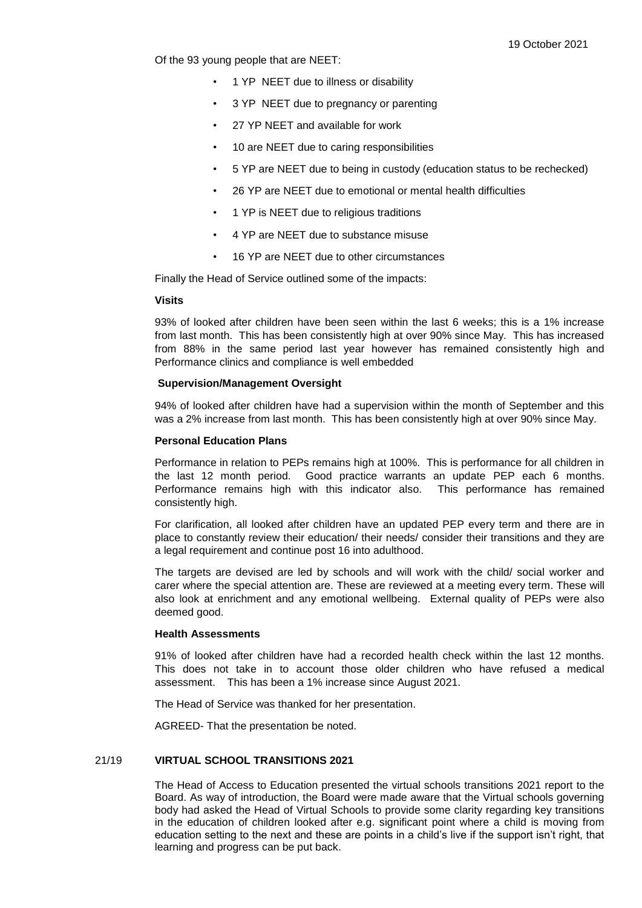Of the 93 young people that are NEET:

- 1 YP NEET due to illness or disability
- 3 YP NEET due to pregnancy or parenting
- 27 YP NEET and available for work
- 10 are NEET due to caring responsibilities
- 5 YP are NEET due to being in custody (education status to be rechecked)
- 26 YP are NEET due to emotional or mental health difficulties
- 1 YP is NEET due to religious traditions
- 4 YP are NEET due to substance misuse
- 16 YP are NEET due to other circumstances

Finally the Head of Service outlined some of the impacts:

**Visits**

93% of looked after children have been seen within the last 6 weeks; this is a 1% increase from last month. This has been consistently high at over 90% since May. This has increased from 88% in the same period last year however has remained consistently high and Performance clinics and compliance is well embedded

**Supervision/Management Oversight**

94% of looked after children have had a supervision within the month of September and this was a 2% increase from last month. This has been consistently high at over 90% since May.

**Personal Education Plans**

Performance in relation to PEPs remains high at 100%. This is performance for all children in the last 12 month period. Good practice warrants an update PEP each 6 months. Performance remains high with this indicator also. This performance has remained consistently high.

For clarification, all looked after children have an updated PEP every term and there are in place to constantly review their education/ their needs/ consider their transitions and they are a legal requirement and continue post 16 into adulthood.

The targets are devised are led by schools and will work with the child/ social worker and carer where the special attention are. These are reviewed at a meeting every term. These will also look at enrichment and any emotional wellbeing. External quality of PEPs were also deemed good.

**Health Assessments**

91% of looked after children have had a recorded health check within the last 12 months. This does not take in to account those older children who have refused a medical assessment. This has been a 1% increase since August 2021.

The Head of Service was thanked for her presentation.

AGREED- That the presentation be noted.

21/19 **VIRTUAL SCHOOL TRANSITIONS 2021**

The Head of Access to Education presented the virtual schools transitions 2021 report to the Board. As way of introduction, the Board were made aware that the Virtual schools governing body had asked the Head of Virtual Schools to provide some clarity regarding key transitions in the education of children looked after e.g. significant point where a child is moving from education setting to the next and these are points in a child's live if the support isn't right, that learning and progress can be put back.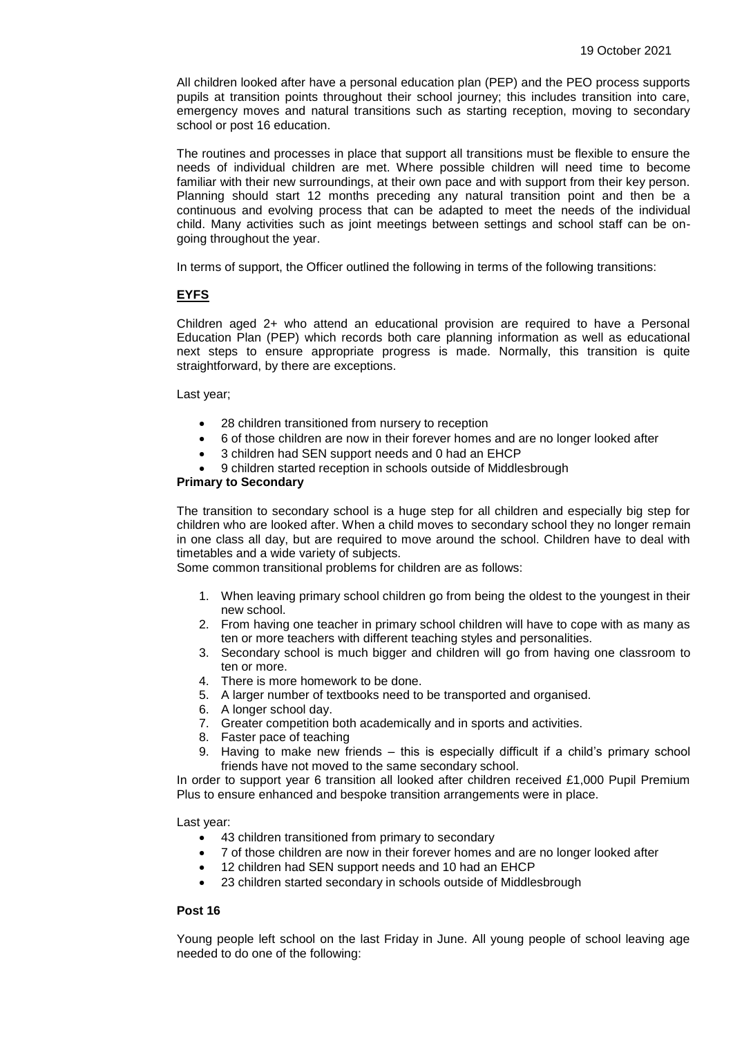19 October 2021

All children looked after have a personal education plan (PEP) and the PEO process supports pupils at transition points throughout their school journey; this includes transition into care, emergency moves and natural transitions such as starting reception, moving to secondary school or post 16 education.

The routines and processes in place that support all transitions must be flexible to ensure the needs of individual children are met. Where possible children will need time to become familiar with their new surroundings, at their own pace and with support from their key person. Planning should start 12 months preceding any natural transition point and then be a continuous and evolving process that can be adapted to meet the needs of the individual child. Many activities such as joint meetings between settings and school staff can be on-going throughout the year.

In terms of support, the Officer outlined the following in terms of the following transitions:

## EYFS

Children aged 2+ who attend an educational provision are required to have a Personal Education Plan (PEP) which records both care planning information as well as educational next steps to ensure appropriate progress is made. Normally, this transition is quite straightforward, by there are exceptions.

Last year;

- 28 children transitioned from nursery to reception
- 6 of those children are now in their forever homes and are no longer looked after
- 3 children had SEN support needs and 0 had an EHCP
- 9 children started reception in schools outside of Middlesbrough

**Primary to Secondary**

The transition to secondary school is a huge step for all children and especially big step for children who are looked after. When a child moves to secondary school they no longer remain in one class all day, but are required to move around the school. Children have to deal with timetables and a wide variety of subjects.

Some common transitional problems for children are as follows:

1. When leaving primary school children go from being the oldest to the youngest in their new school.
2. From having one teacher in primary school children will have to cope with as many as ten or more teachers with different teaching styles and personalities.
3. Secondary school is much bigger and children will go from having one classroom to ten or more.
4. There is more homework to be done.
5. A larger number of textbooks need to be transported and organised.
6. A longer school day.
7. Greater competition both academically and in sports and activities.
8. Faster pace of teaching
9. Having to make new friends – this is especially difficult if a child's primary school friends have not moved to the same secondary school.

In order to support year 6 transition all looked after children received £1,000 Pupil Premium Plus to ensure enhanced and bespoke transition arrangements were in place.

Last year:

- 43 children transitioned from primary to secondary
- 7 of those children are now in their forever homes and are no longer looked after
- 12 children had SEN support needs and 10 had an EHCP
- 23 children started secondary in schools outside of Middlesbrough

**Post 16**

Young people left school on the last Friday in June. All young people of school leaving age needed to do one of the following: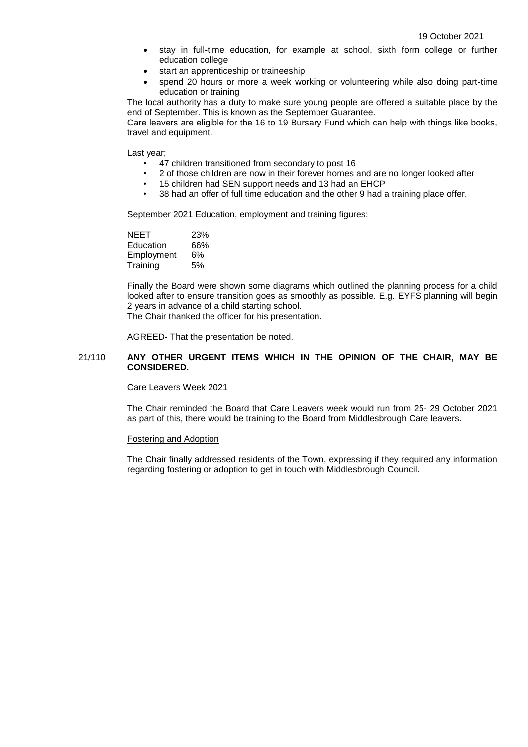- stay in full-time education, for example at school, sixth form college or further education college
- start an apprenticeship or traineeship
- spend 20 hours or more a week working or volunteering while also doing part-time education or training

The local authority has a duty to make sure young people are offered a suitable place by the end of September. This is known as the September Guarantee.
Care leavers are eligible for the 16 to 19 Bursary Fund which can help with things like books, travel and equipment.

Last year;

- 47 children transitioned from secondary to post 16
- 2 of those children are now in their forever homes and are no longer looked after
- 15 children had SEN support needs and 13 had an EHCP
- 38 had an offer of full time education and the other 9 had a training place offer.

September 2021 Education, employment and training figures:

| | |
|---|---|
| NEET | 23% |
| Education | 66% |
| Employment | 6% |
| Training | 5% |

Finally the Board were shown some diagrams which outlined the planning process for a child looked after to ensure transition goes as smoothly as possible. E.g. EYFS planning will begin 2 years in advance of a child starting school.
The Chair thanked the officer for his presentation.

AGREED- That the presentation be noted.

**21/110 ANY OTHER URGENT ITEMS WHICH IN THE OPINION OF THE CHAIR, MAY BE CONSIDERED.**

Care Leavers Week 2021

The Chair reminded the Board that Care Leavers week would run from 25- 29 October 2021 as part of this, there would be training to the Board from Middlesbrough Care leavers.

Fostering and Adoption

The Chair finally addressed residents of the Town, expressing if they required any information regarding fostering or adoption to get in touch with Middlesbrough Council.